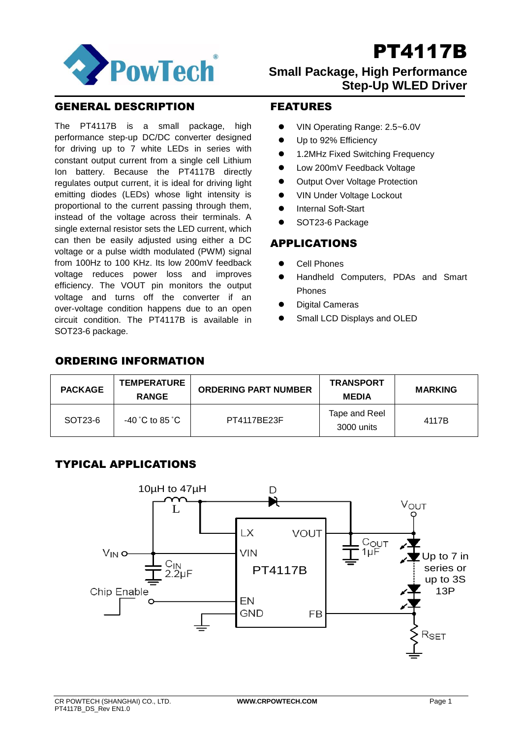# PT4117B

## Small Package, High Performance Step-Up WLED Driver

## GENERAL DESCRIPTION

The PT4117B is a small package, high performance step-up DC/DC converter designed for driving up to 7 white LEDs in series with constant output current from a single cell Lithium Ion battery. Because the PT4117B directly regulates output current, it is ideal for driving light emitting diodes (LEDs) whose light intensity is proportional to the current passing through them, instead of the voltage across their terminals. A single external resistor sets the LED current, which can then be easily adjusted using either a DC voltage or a pulse width modulated (PWM) signal from 100Hz to 100 KHz. Its low 200mV feedback voltage reduces power loss and improves efficiency. The VOUT pin monitors the output voltage and turns off the converter if an over-voltage condition happens due to an open circuit condition. The PT4117B is available in SOT23-6 package.

## FEATURES

- VIN Operating Range: 2.5~6.0V
- Up to 92% Efficiency
- 1.2MHz Fixed Switching Frequency
- Low 200mV Feedback Voltage
- Output Over Voltage Protection
- VIN Under Voltage Lockout
- Internal Soft-Start
- SOT23-6 Package

## APPLICATIONS

- Cell Phones
- Handheld Computers, PDAs and Smart Phones
- Digital Cameras
- Small LCD Displays and OLED

## ORDERING INFORMATION

| PACKAGE | TEMPERATURE RANGE | ORDERING PART NUMBER | TRANSPORT MEDIA | MARKING |
|---|---|---|---|---|
| SOT23-6 | -40 ˚C to 85 ˚C | PT4117BE23F | Tape and Reel 3000 units | 4117B |

## TYPICAL APPLICATIONS

10µH to 47µH L, D, $V_{OUT}$, LX, VOUT, $C_{OUT}$ 1µF, $V_{IN}$, VIN, PT4117B, $C_{IN}$ 2.2µF, Up to 7 in series or up to 3S 13P, Chip Enable, EN, GND, FB, $R_{SET}$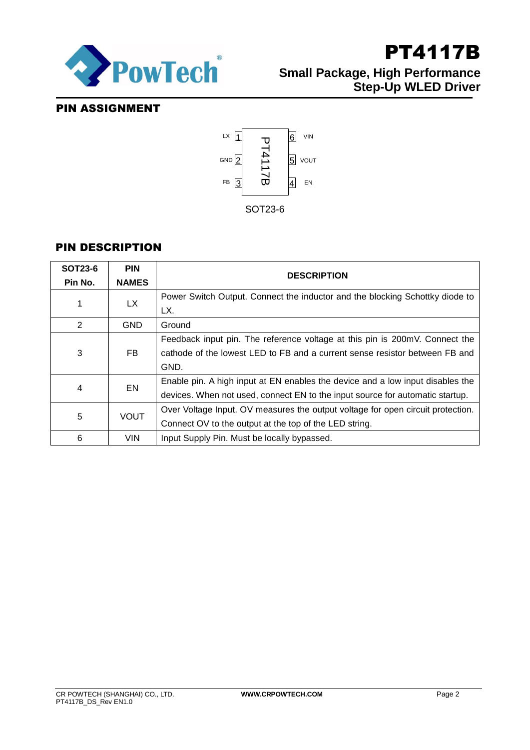## PIN ASSIGNMENT

| Pin | Name | | Pin | Name |
|---|---|---|---|---|
| 1 | LX | PT4117B | 6 | VIN |
| 2 | GND | | 5 | VOUT |
| 3 | FB | | 4 | EN |

SOT23-6

## PIN DESCRIPTION

| SOT23-6 Pin No. | PIN NAMES | DESCRIPTION |
|---|---|---|
| 1 | LX | Power Switch Output. Connect the inductor and the blocking Schottky diode to LX. |
| 2 | GND | Ground |
| 3 | FB | Feedback input pin. The reference voltage at this pin is 200mV. Connect the cathode of the lowest LED to FB and a current sense resistor between FB and GND. |
| 4 | EN | Enable pin. A high input at EN enables the device and a low input disables the devices. When not used, connect EN to the input source for automatic startup. |
| 5 | VOUT | Over Voltage Input. OV measures the output voltage for open circuit protection. Connect OV to the output at the top of the LED string. |
| 6 | VIN | Input Supply Pin. Must be locally bypassed. |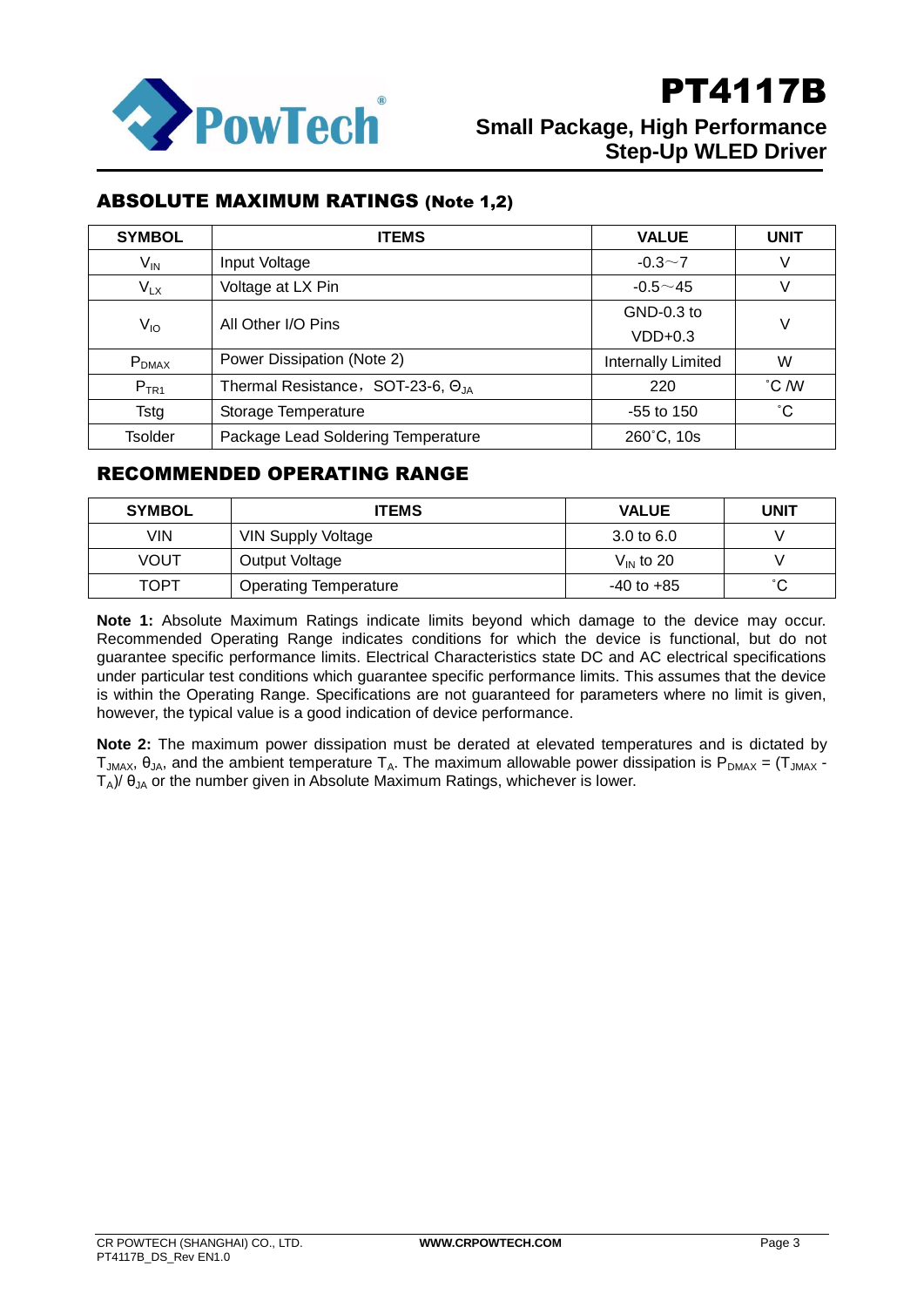## ABSOLUTE MAXIMUM RATINGS (Note 1,2)

| SYMBOL | ITEMS | VALUE | UNIT |
|---|---|---|---|
| $V_{IN}$ | Input Voltage | -0.3～7 | V |
| $V_{LX}$ | Voltage at LX Pin | -0.5～45 | V |
| $V_{IO}$ | All Other I/O Pins | GND-0.3 to VDD+0.3 | V |
| $P_{DMAX}$ | Power Dissipation (Note 2) | Internally Limited | W |
| $P_{TR1}$ | Thermal Resistance，SOT-23-6, $\Theta_{JA}$ | 220 | ˚C /W |
| Tstg | Storage Temperature | -55 to 150 | ˚C |
| Tsolder | Package Lead Soldering Temperature | 260˚C, 10s | |

## RECOMMENDED OPERATING RANGE

| SYMBOL | ITEMS | VALUE | UNIT |
|---|---|---|---|
| VIN | VIN Supply Voltage | 3.0 to 6.0 | V |
| VOUT | Output Voltage | $V_{IN}$ to 20 | V |
| TOPT | Operating Temperature | -40 to +85 | ˚C |

**Note 1:** Absolute Maximum Ratings indicate limits beyond which damage to the device may occur. Recommended Operating Range indicates conditions for which the device is functional, but do not guarantee specific performance limits. Electrical Characteristics state DC and AC electrical specifications under particular test conditions which guarantee specific performance limits. This assumes that the device is within the Operating Range. Specifications are not guaranteed for parameters where no limit is given, however, the typical value is a good indication of device performance.

**Note 2:** The maximum power dissipation must be derated at elevated temperatures and is dictated by $T_{JMAX}$, $\theta_{JA}$, and the ambient temperature $T_A$. The maximum allowable power dissipation is $P_{DMAX} = (T_{JMAX} - T_A)/ \theta_{JA}$ or the number given in Absolute Maximum Ratings, whichever is lower.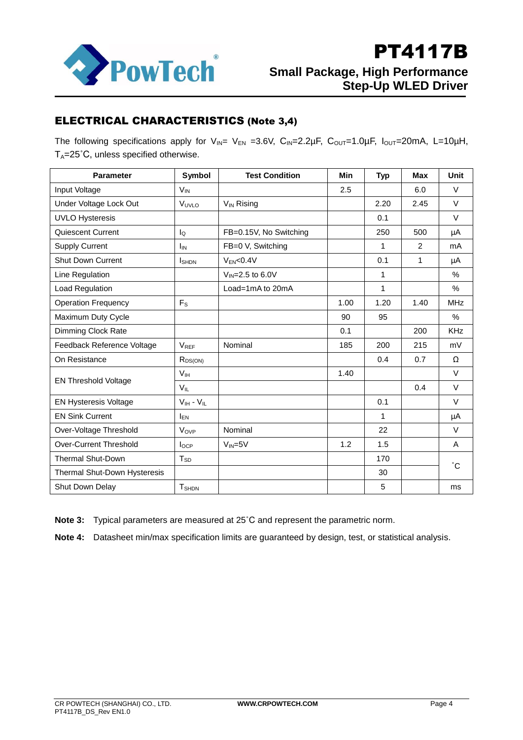## ELECTRICAL CHARACTERISTICS (Note 3,4)

The following specifications apply for $V_{IN}$= $V_{EN}$ =3.6V, $C_{IN}$=2.2μF, $C_{OUT}$=1.0μF, $I_{OUT}$=20mA, L=10μH, $T_A$=25˚C, unless specified otherwise.

| Parameter | Symbol | Test Condition | Min | Typ | Max | Unit |
|---|---|---|---|---|---|---|
| Input Voltage | $V_{IN}$ | | 2.5 | | 6.0 | V |
| Under Voltage Lock Out | $V_{UVLO}$ | $V_{IN}$ Rising | | 2.20 | 2.45 | V |
| UVLO Hysteresis | | | | 0.1 | | V |
| Quiescent Current | $I_Q$ | FB=0.15V, No Switching | | 250 | 500 | μA |
| Supply Current | $I_{IN}$ | FB=0 V, Switching | | 1 | 2 | mA |
| Shut Down Current | $I_{SHDN}$ | $V_{EN}$<0.4V | | 0.1 | 1 | μA |
| Line Regulation | | $V_{IN}$=2.5 to 6.0V | | 1 | | % |
| Load Regulation | | Load=1mA to 20mA | | 1 | | % |
| Operation Frequency | $F_S$ | | 1.00 | 1.20 | 1.40 | MHz |
| Maximum Duty Cycle | | | 90 | 95 | | % |
| Dimming Clock Rate | | | 0.1 | | 200 | KHz |
| Feedback Reference Voltage | $V_{REF}$ | Nominal | 185 | 200 | 215 | mV |
| On Resistance | $R_{DS(ON)}$ | | | 0.4 | 0.7 | Ω |
| EN Threshold Voltage | $V_{IH}$ | | 1.40 | | | V |
| | $V_{IL}$ | | | | 0.4 | V |
| EN Hysteresis Voltage | $V_{IH}$ - $V_{IL}$ | | | 0.1 | | V |
| EN Sink Current | $I_{EN}$ | | | 1 | | μA |
| Over-Voltage Threshold | $V_{OVP}$ | Nominal | | 22 | | V |
| Over-Current Threshold | $I_{OCP}$ | $V_{IN}$=5V | 1.2 | 1.5 | | A |
| Thermal Shut-Down | $T_{SD}$ | | | 170 | | ˚C |
| Thermal Shut-Down Hysteresis | | | | 30 | | ˚C |
| Shut Down Delay | $T_{SHDN}$ | | | 5 | | ms |

**Note 3:** Typical parameters are measured at 25˚C and represent the parametric norm.

**Note 4:** Datasheet min/max specification limits are guaranteed by design, test, or statistical analysis.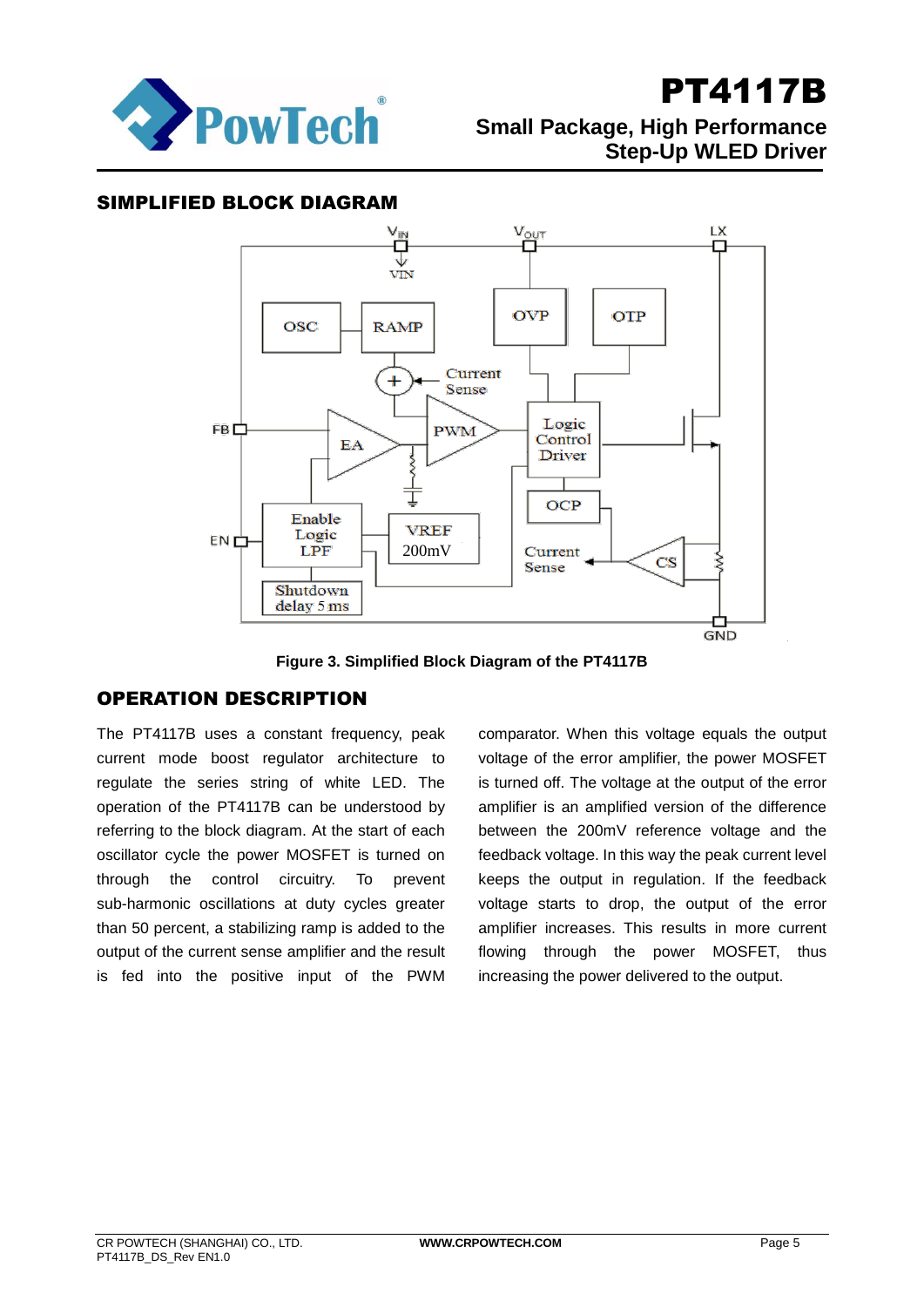## SIMPLIFIED BLOCK DIAGRAM

**Figure 3. Simplified Block Diagram of the PT4117B**

## OPERATION DESCRIPTION

The PT4117B uses a constant frequency, peak current mode boost regulator architecture to regulate the series string of white LED. The operation of the PT4117B can be understood by referring to the block diagram. At the start of each oscillator cycle the power MOSFET is turned on through the control circuitry. To prevent sub-harmonic oscillations at duty cycles greater than 50 percent, a stabilizing ramp is added to the output of the current sense amplifier and the result is fed into the positive input of the PWM comparator. When this voltage equals the output voltage of the error amplifier, the power MOSFET is turned off. The voltage at the output of the error amplifier is an amplified version of the difference between the 200mV reference voltage and the feedback voltage. In this way the peak current level keeps the output in regulation. If the feedback voltage starts to drop, the output of the error amplifier increases. This results in more current flowing through the power MOSFET, thus increasing the power delivered to the output.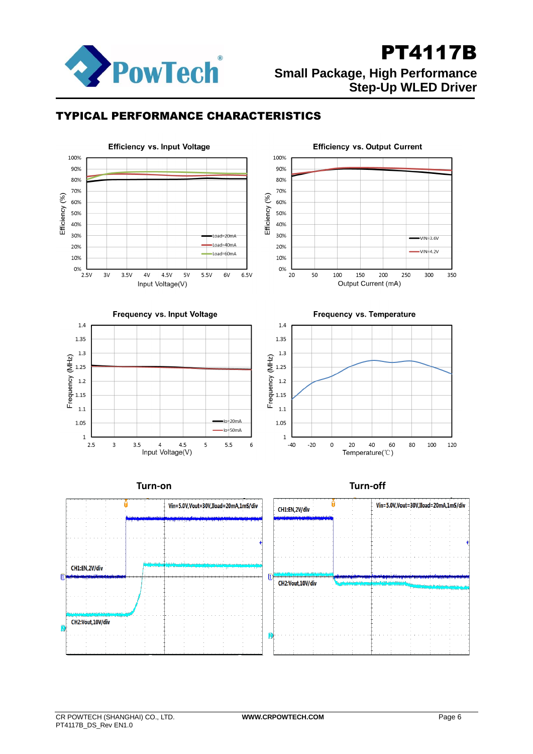## TYPICAL PERFORMANCE CHARACTERISTICS

**Efficiency vs. Input Voltage**

**Efficiency vs. Output Current**

**Frequency vs. Input Voltage**

**Frequency vs. Temperature**

**Turn-on**

**Turn-off**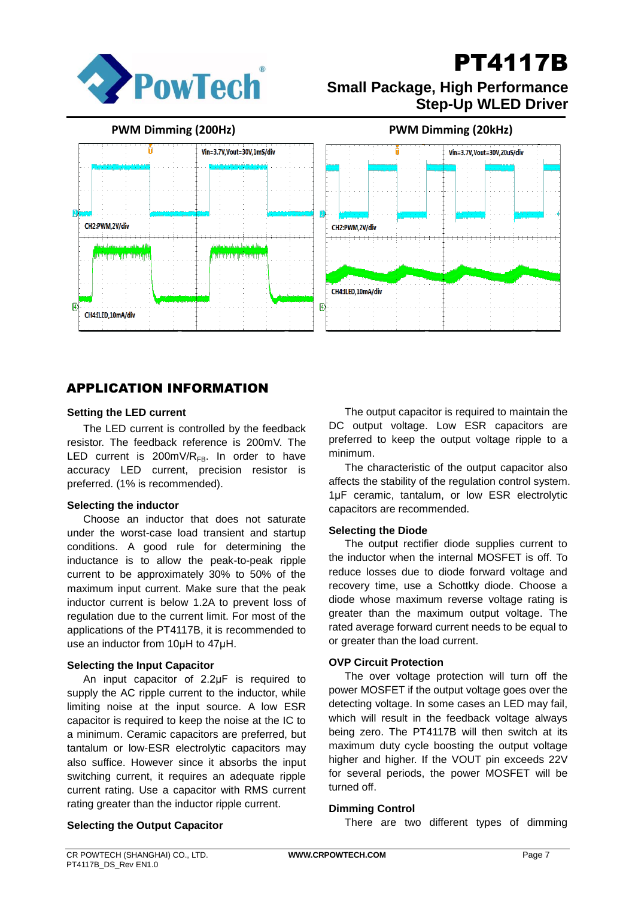**PWM Dimming (200Hz)**

**PWM Dimming (20kHz)**

## APPLICATION INFORMATION

### Setting the LED current

The LED current is controlled by the feedback resistor. The feedback reference is 200mV. The LED current is 200mV/$R_{FB}$. In order to have accuracy LED current, precision resistor is preferred. (1% is recommended).

### Selecting the inductor

Choose an inductor that does not saturate under the worst-case load transient and startup conditions. A good rule for determining the inductance is to allow the peak-to-peak ripple current to be approximately 30% to 50% of the maximum input current. Make sure that the peak inductor current is below 1.2A to prevent loss of regulation due to the current limit. For most of the applications of the PT4117B, it is recommended to use an inductor from 10μH to 47μH.

### Selecting the Input Capacitor

An input capacitor of 2.2μF is required to supply the AC ripple current to the inductor, while limiting noise at the input source. A low ESR capacitor is required to keep the noise at the IC to a minimum. Ceramic capacitors are preferred, but tantalum or low-ESR electrolytic capacitors may also suffice. However since it absorbs the input switching current, it requires an adequate ripple current rating. Use a capacitor with RMS current rating greater than the inductor ripple current.

### Selecting the Output Capacitor

The output capacitor is required to maintain the DC output voltage. Low ESR capacitors are preferred to keep the output voltage ripple to a minimum.

The characteristic of the output capacitor also affects the stability of the regulation control system. 1μF ceramic, tantalum, or low ESR electrolytic capacitors are recommended.

### Selecting the Diode

The output rectifier diode supplies current to the inductor when the internal MOSFET is off. To reduce losses due to diode forward voltage and recovery time, use a Schottky diode. Choose a diode whose maximum reverse voltage rating is greater than the maximum output voltage. The rated average forward current needs to be equal to or greater than the load current.

### OVP Circuit Protection

The over voltage protection will turn off the power MOSFET if the output voltage goes over the detecting voltage. In some cases an LED may fail, which will result in the feedback voltage always being zero. The PT4117B will then switch at its maximum duty cycle boosting the output voltage higher and higher. If the VOUT pin exceeds 22V for several periods, the power MOSFET will be turned off.

### Dimming Control

There are two different types of dimming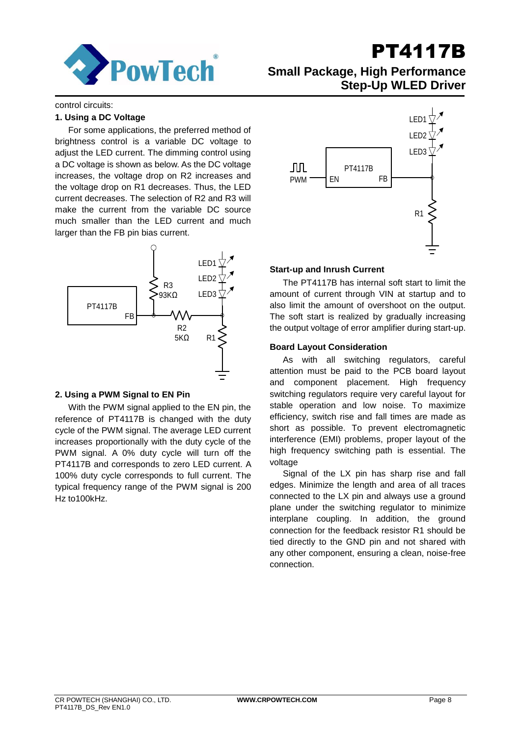control circuits:

**1. Using a DC Voltage**

For some applications, the preferred method of brightness control is a variable DC voltage to adjust the LED current. The dimming control using a DC voltage is shown as below. As the DC voltage increases, the voltage drop on R2 increases and the voltage drop on R1 decreases. Thus, the LED current decreases. The selection of R2 and R3 will make the current from the variable DC source much smaller than the LED current and much larger than the FB pin bias current.

**2. Using a PWM Signal to EN Pin**

With the PWM signal applied to the EN pin, the reference of PT4117B is changed with the duty cycle of the PWM signal. The average LED current increases proportionally with the duty cycle of the PWM signal. A 0% duty cycle will turn off the PT4117B and corresponds to zero LED current. A 100% duty cycle corresponds to full current. The typical frequency range of the PWM signal is 200 Hz to100kHz.

**Start-up and Inrush Current**

The PT4117B has internal soft start to limit the amount of current through VIN at startup and to also limit the amount of overshoot on the output. The soft start is realized by gradually increasing the output voltage of error amplifier during start-up.

**Board Layout Consideration**

As with all switching regulators, careful attention must be paid to the PCB board layout and component placement. High frequency switching regulators require very careful layout for stable operation and low noise. To maximize efficiency, switch rise and fall times are made as short as possible. To prevent electromagnetic interference (EMI) problems, proper layout of the high frequency switching path is essential. The voltage

Signal of the LX pin has sharp rise and fall edges. Minimize the length and area of all traces connected to the LX pin and always use a ground plane under the switching regulator to minimize interplane coupling. In addition, the ground connection for the feedback resistor R1 should be tied directly to the GND pin and not shared with any other component, ensuring a clean, noise-free connection.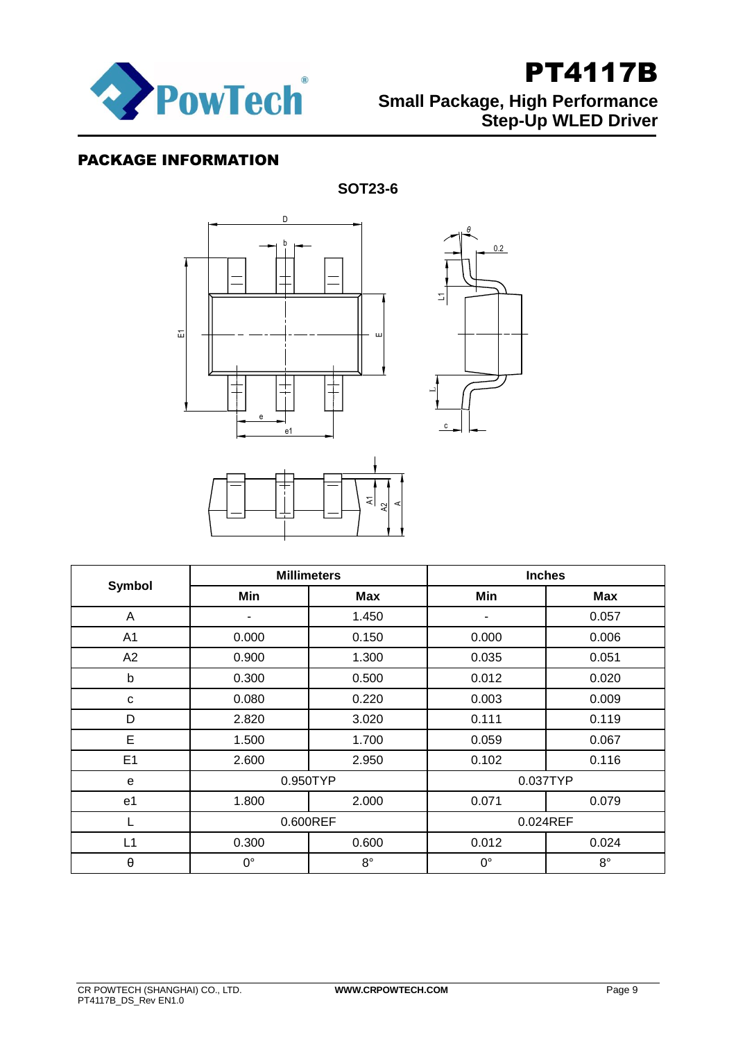## PACKAGE INFORMATION

**SOT23-6**

| Symbol | Millimeters | | Inches | |
|---|---|---|---|---|
| | Min | Max | Min | Max |
| A | - | 1.450 | - | 0.057 |
| A1 | 0.000 | 0.150 | 0.000 | 0.006 |
| A2 | 0.900 | 1.300 | 0.035 | 0.051 |
| b | 0.300 | 0.500 | 0.012 | 0.020 |
| c | 0.080 | 0.220 | 0.003 | 0.009 |
| D | 2.820 | 3.020 | 0.111 | 0.119 |
| E | 1.500 | 1.700 | 0.059 | 0.067 |
| E1 | 2.600 | 2.950 | 0.102 | 0.116 |
| e | 0.950TYP | | 0.037TYP | |
| e1 | 1.800 | 2.000 | 0.071 | 0.079 |
| L | 0.600REF | | 0.024REF | |
| L1 | 0.300 | 0.600 | 0.012 | 0.024 |
| θ | 0° | 8° | 0° | 8° |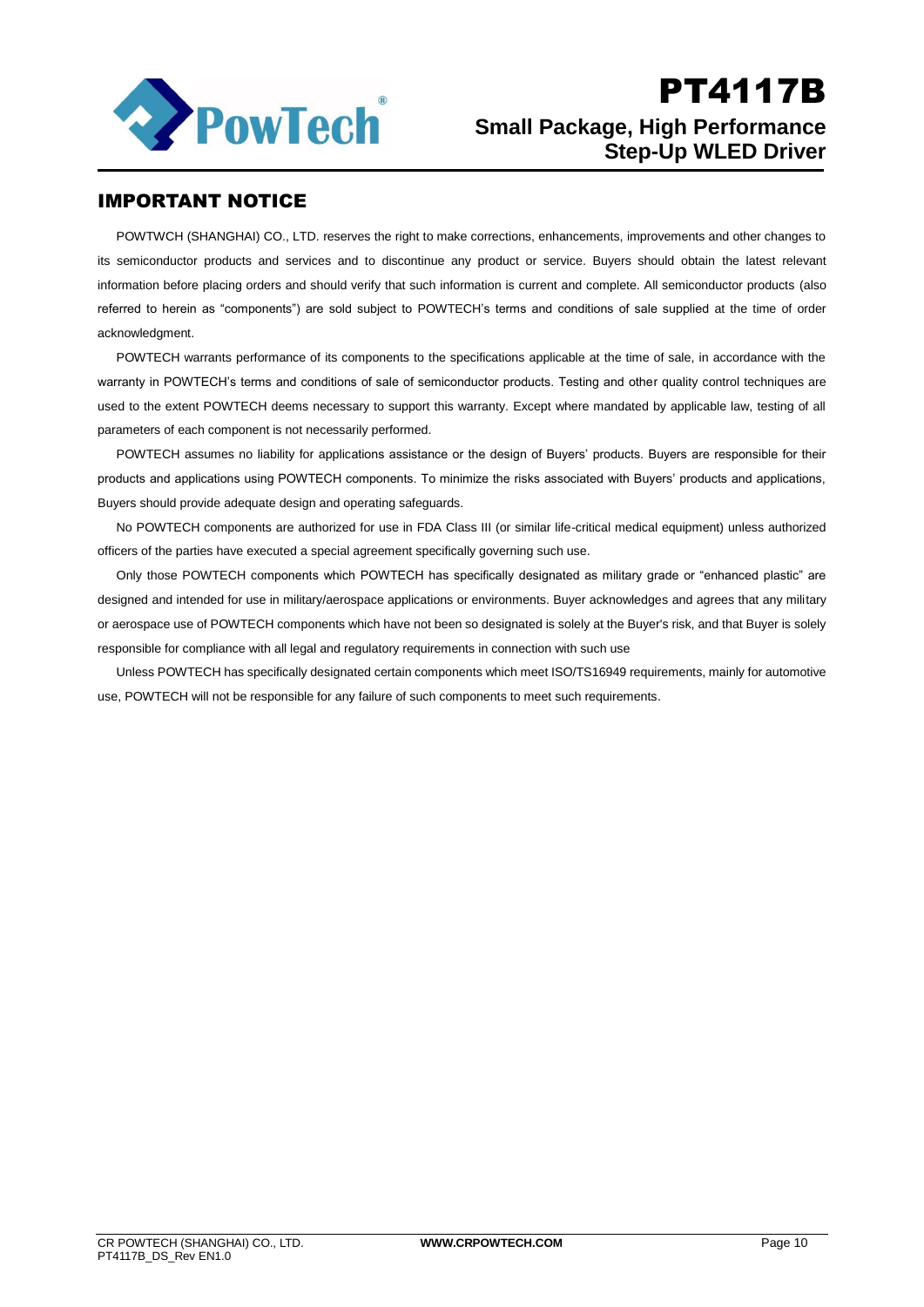## IMPORTANT NOTICE

POWTWCH (SHANGHAI) CO., LTD. reserves the right to make corrections, enhancements, improvements and other changes to its semiconductor products and services and to discontinue any product or service. Buyers should obtain the latest relevant information before placing orders and should verify that such information is current and complete. All semiconductor products (also referred to herein as "components") are sold subject to POWTECH's terms and conditions of sale supplied at the time of order acknowledgment.

POWTECH warrants performance of its components to the specifications applicable at the time of sale, in accordance with the warranty in POWTECH's terms and conditions of sale of semiconductor products. Testing and other quality control techniques are used to the extent POWTECH deems necessary to support this warranty. Except where mandated by applicable law, testing of all parameters of each component is not necessarily performed.

POWTECH assumes no liability for applications assistance or the design of Buyers' products. Buyers are responsible for their products and applications using POWTECH components. To minimize the risks associated with Buyers' products and applications, Buyers should provide adequate design and operating safeguards.

No POWTECH components are authorized for use in FDA Class III (or similar life-critical medical equipment) unless authorized officers of the parties have executed a special agreement specifically governing such use.

Only those POWTECH components which POWTECH has specifically designated as military grade or "enhanced plastic" are designed and intended for use in military/aerospace applications or environments. Buyer acknowledges and agrees that any military or aerospace use of POWTECH components which have not been so designated is solely at the Buyer's risk, and that Buyer is solely responsible for compliance with all legal and regulatory requirements in connection with such use

Unless POWTECH has specifically designated certain components which meet ISO/TS16949 requirements, mainly for automotive use, POWTECH will not be responsible for any failure of such components to meet such requirements.